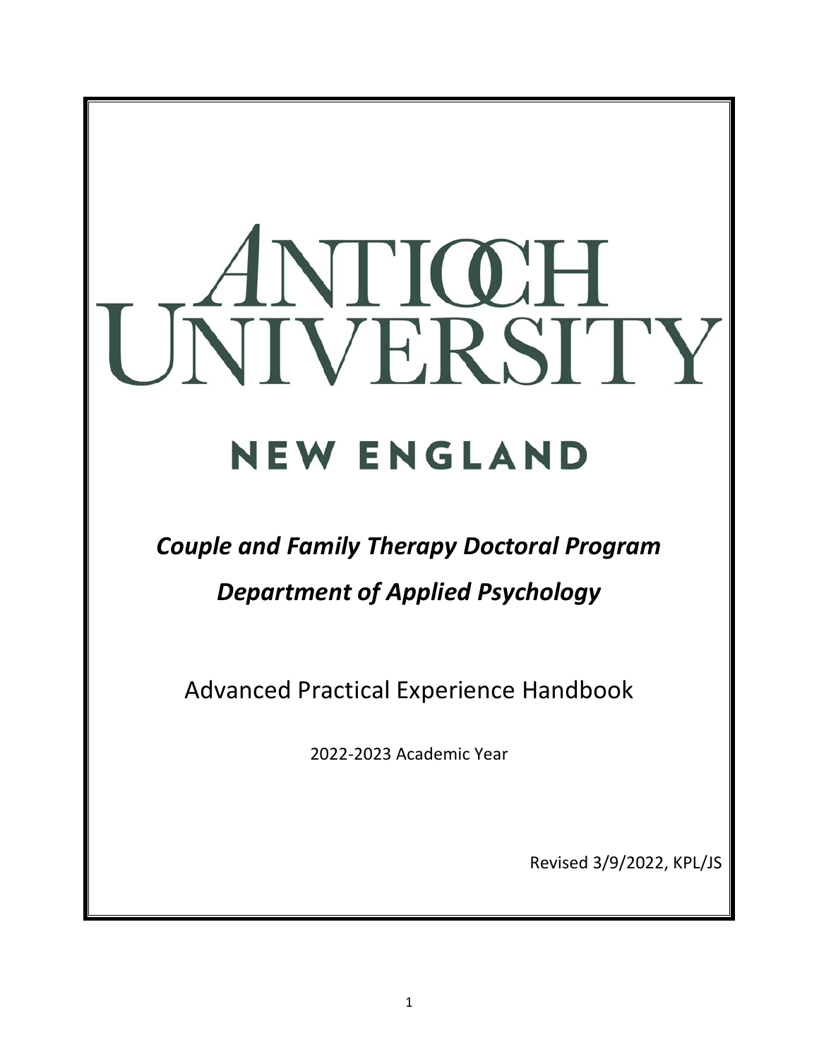# ANTIOCH UNIVERSITY

## NEW ENGLAND

***Couple and Family Therapy Doctoral Program***

***Department of Applied Psychology***

Advanced Practical Experience Handbook

2022-2023 Academic Year

Revised 3/9/2022, KPL/JS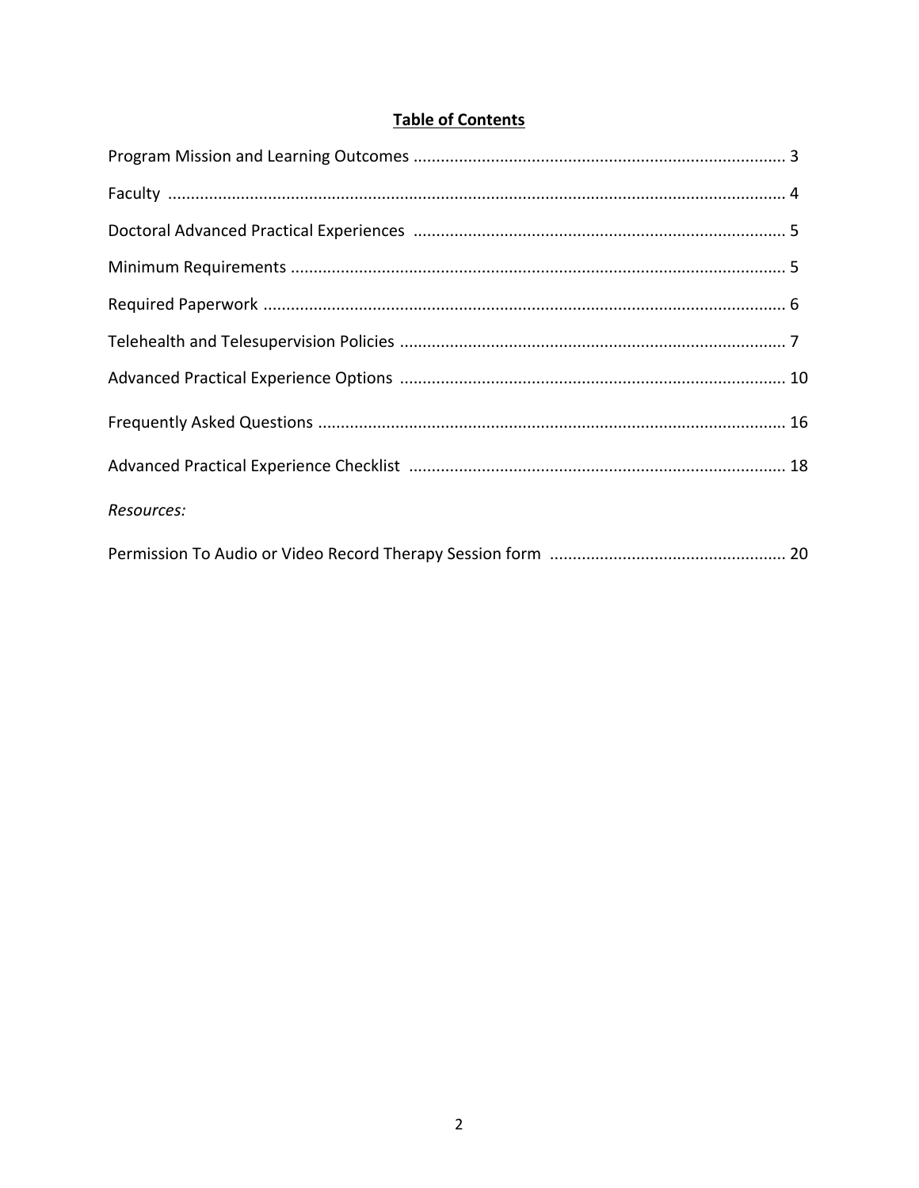## **Table of Contents**

Program Mission and Learning Outcomes ................................................................................. 3

Faculty ....................................................................................................................................... 4

Doctoral Advanced Practical Experiences ................................................................................. 5

Minimum Requirements ........................................................................................................... 5

Required Paperwork .................................................................................................................. 6

Telehealth and Telesupervision Policies .................................................................................... 7

Advanced Practical Experience Options .................................................................................... 10

Frequently Asked Questions ...................................................................................................... 16

Advanced Practical Experience Checklist .................................................................................. 18

*Resources:*

Permission To Audio or Video Record Therapy Session form ................................................... 20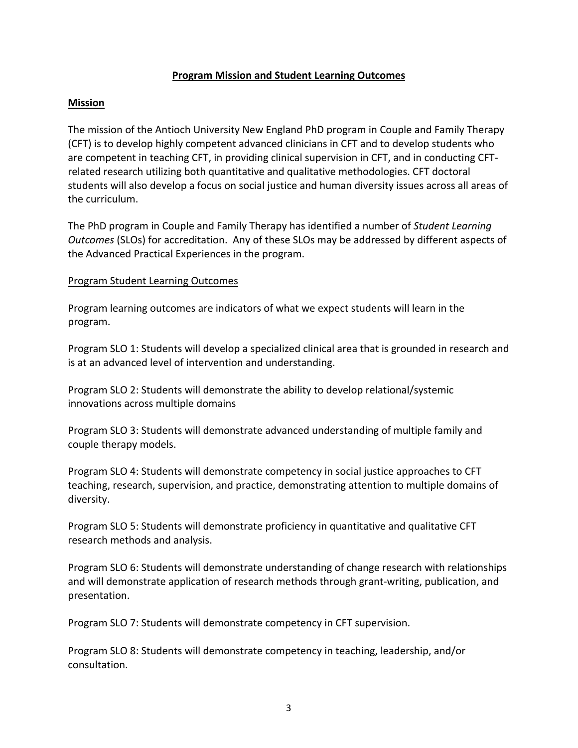## **Program Mission and Student Learning Outcomes**

### **Mission**

The mission of the Antioch University New England PhD program in Couple and Family Therapy (CFT) is to develop highly competent advanced clinicians in CFT and to develop students who are competent in teaching CFT, in providing clinical supervision in CFT, and in conducting CFT-related research utilizing both quantitative and qualitative methodologies. CFT doctoral students will also develop a focus on social justice and human diversity issues across all areas of the curriculum.

The PhD program in Couple and Family Therapy has identified a number of *Student Learning Outcomes* (SLOs) for accreditation. Any of these SLOs may be addressed by different aspects of the Advanced Practical Experiences in the program.

#### Program Student Learning Outcomes

Program learning outcomes are indicators of what we expect students will learn in the program.

Program SLO 1: Students will develop a specialized clinical area that is grounded in research and is at an advanced level of intervention and understanding.

Program SLO 2: Students will demonstrate the ability to develop relational/systemic innovations across multiple domains

Program SLO 3: Students will demonstrate advanced understanding of multiple family and couple therapy models.

Program SLO 4: Students will demonstrate competency in social justice approaches to CFT teaching, research, supervision, and practice, demonstrating attention to multiple domains of diversity.

Program SLO 5: Students will demonstrate proficiency in quantitative and qualitative CFT research methods and analysis.

Program SLO 6: Students will demonstrate understanding of change research with relationships and will demonstrate application of research methods through grant-writing, publication, and presentation.

Program SLO 7: Students will demonstrate competency in CFT supervision.

Program SLO 8: Students will demonstrate competency in teaching, leadership, and/or consultation.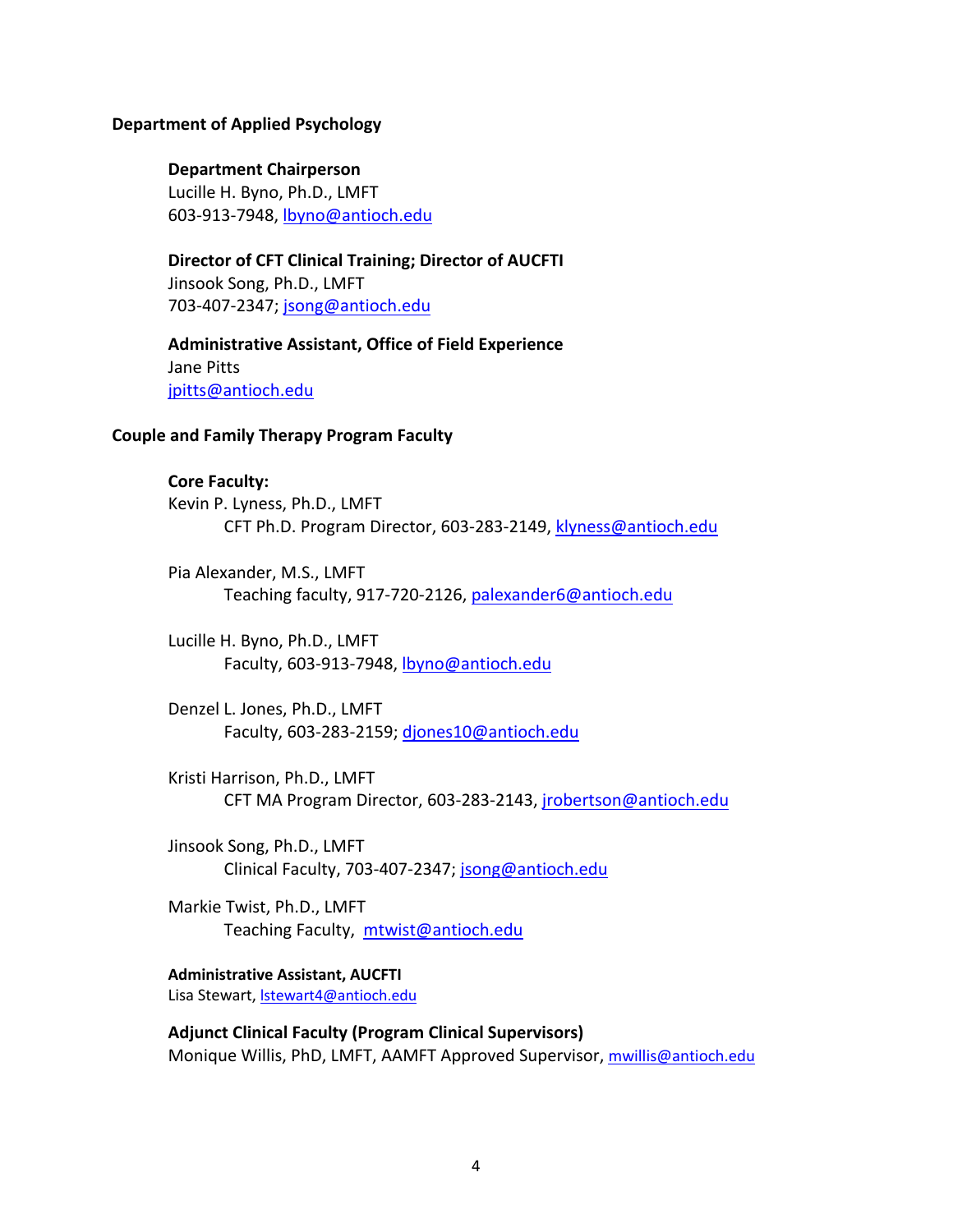## Department of Applied Psychology

**Department Chairperson**
Lucille H. Byno, Ph.D., LMFT
603-913-7948, lbyno@antioch.edu

**Director of CFT Clinical Training; Director of AUCFTI**
Jinsook Song, Ph.D., LMFT
703-407-2347; jsong@antioch.edu

**Administrative Assistant, Office of Field Experience**
Jane Pitts
jpitts@antioch.edu

## Couple and Family Therapy Program Faculty

**Core Faculty:**

Kevin P. Lyness, Ph.D., LMFT
CFT Ph.D. Program Director, 603-283-2149, klyness@antioch.edu

Pia Alexander, M.S., LMFT
Teaching faculty, 917-720-2126, palexander6@antioch.edu

Lucille H. Byno, Ph.D., LMFT
Faculty, 603-913-7948, lbyno@antioch.edu

Denzel L. Jones, Ph.D., LMFT
Faculty, 603-283-2159; djones10@antioch.edu

Kristi Harrison, Ph.D., LMFT
CFT MA Program Director, 603-283-2143, jrobertson@antioch.edu

Jinsook Song, Ph.D., LMFT
Clinical Faculty, 703-407-2347; jsong@antioch.edu

Markie Twist, Ph.D., LMFT
Teaching Faculty, mtwist@antioch.edu

**Administrative Assistant, AUCFTI**
Lisa Stewart, lstewart4@antioch.edu

**Adjunct Clinical Faculty (Program Clinical Supervisors)**
Monique Willis, PhD, LMFT, AAMFT Approved Supervisor, mwillis@antioch.edu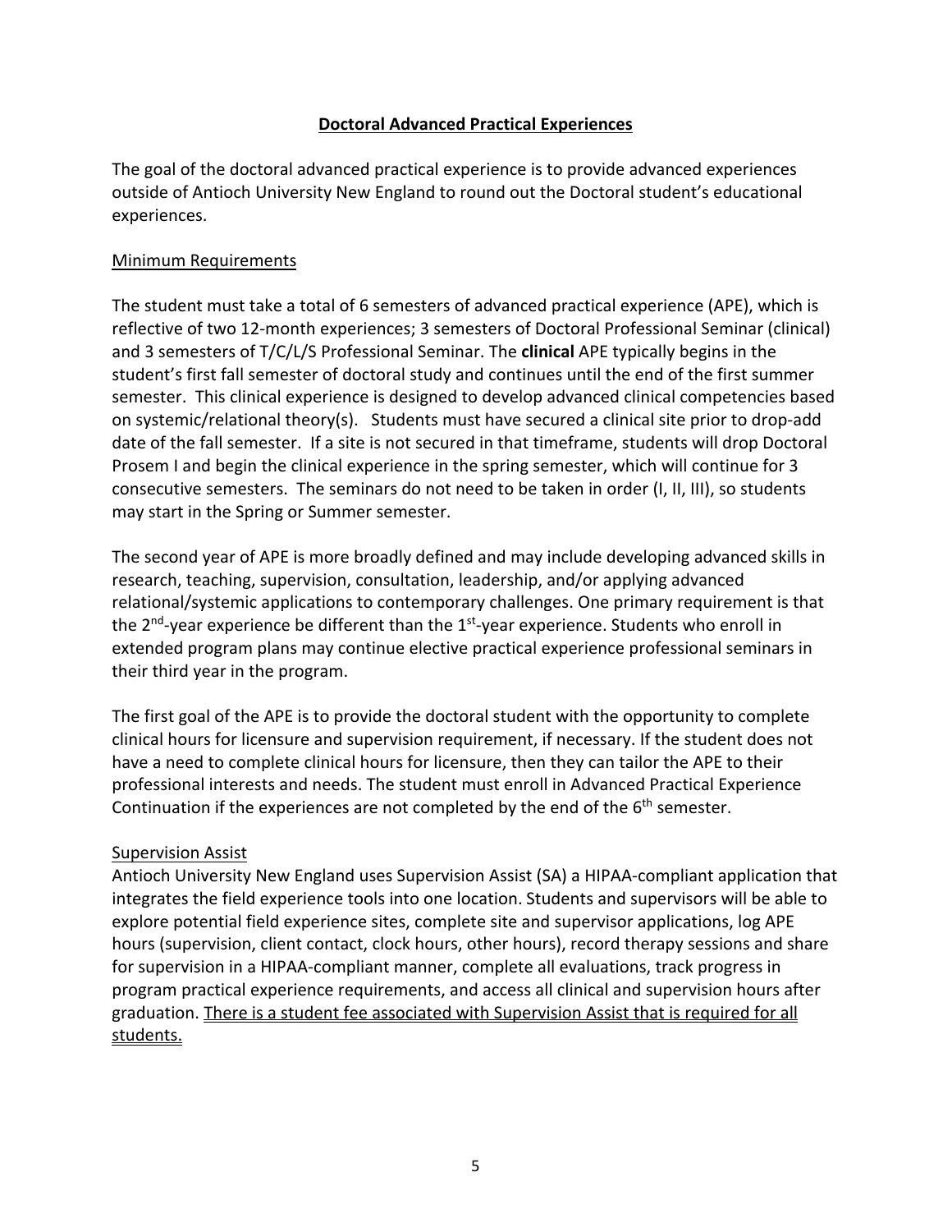## Doctoral Advanced Practical Experiences

The goal of the doctoral advanced practical experience is to provide advanced experiences outside of Antioch University New England to round out the Doctoral student's educational experiences.

### Minimum Requirements

The student must take a total of 6 semesters of advanced practical experience (APE), which is reflective of two 12-month experiences; 3 semesters of Doctoral Professional Seminar (clinical) and 3 semesters of T/C/L/S Professional Seminar. The **clinical** APE typically begins in the student's first fall semester of doctoral study and continues until the end of the first summer semester. This clinical experience is designed to develop advanced clinical competencies based on systemic/relational theory(s). Students must have secured a clinical site prior to drop-add date of the fall semester. If a site is not secured in that timeframe, students will drop Doctoral Prosem I and begin the clinical experience in the spring semester, which will continue for 3 consecutive semesters. The seminars do not need to be taken in order (I, II, III), so students may start in the Spring or Summer semester.

The second year of APE is more broadly defined and may include developing advanced skills in research, teaching, supervision, consultation, leadership, and/or applying advanced relational/systemic applications to contemporary challenges. One primary requirement is that the 2nd-year experience be different than the 1st-year experience. Students who enroll in extended program plans may continue elective practical experience professional seminars in their third year in the program.

The first goal of the APE is to provide the doctoral student with the opportunity to complete clinical hours for licensure and supervision requirement, if necessary. If the student does not have a need to complete clinical hours for licensure, then they can tailor the APE to their professional interests and needs. The student must enroll in Advanced Practical Experience Continuation if the experiences are not completed by the end of the 6th semester.

### Supervision Assist

Antioch University New England uses Supervision Assist (SA) a HIPAA-compliant application that integrates the field experience tools into one location. Students and supervisors will be able to explore potential field experience sites, complete site and supervisor applications, log APE hours (supervision, client contact, clock hours, other hours), record therapy sessions and share for supervision in a HIPAA-compliant manner, complete all evaluations, track progress in program practical experience requirements, and access all clinical and supervision hours after graduation. <u>There is a student fee associated with Supervision Assist that is required for all students.</u>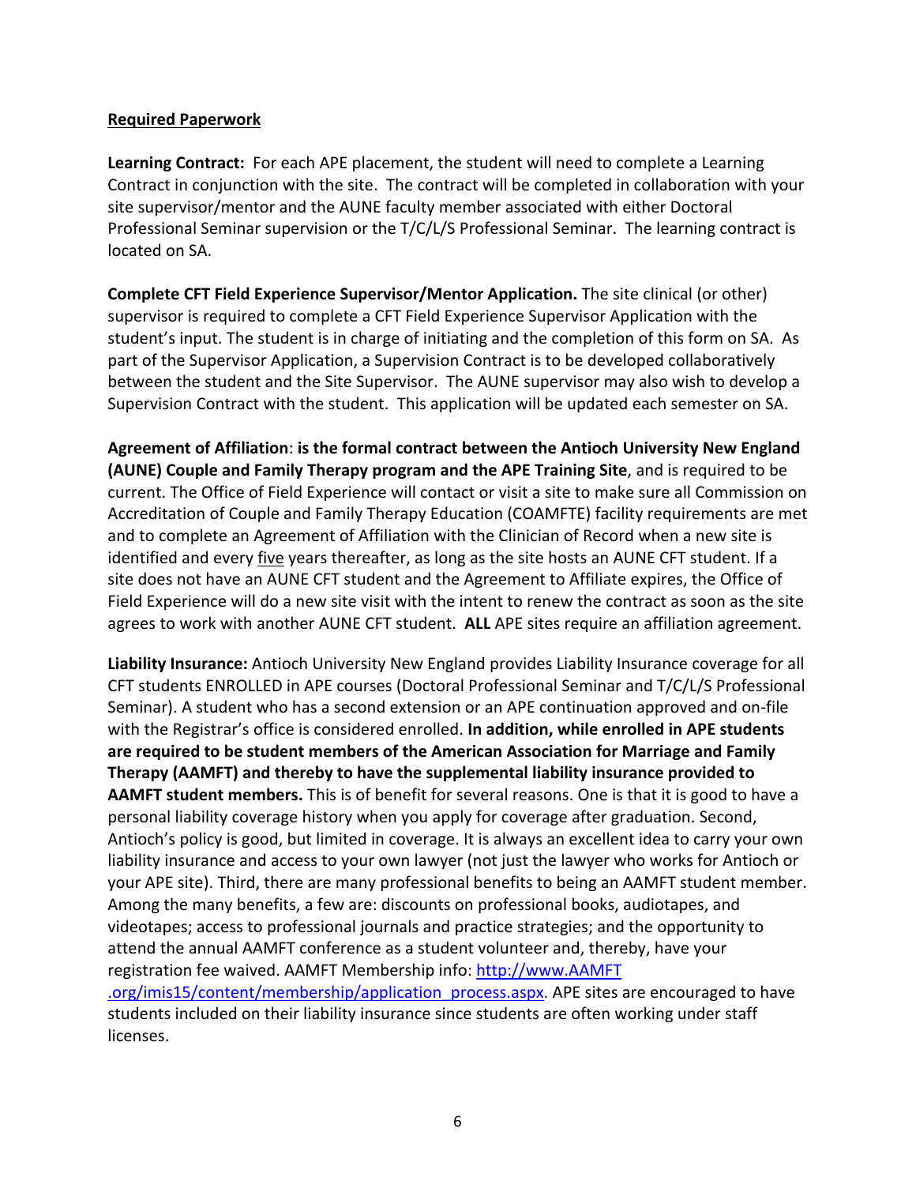**Required Paperwork**

**Learning Contract:** For each APE placement, the student will need to complete a Learning Contract in conjunction with the site. The contract will be completed in collaboration with your site supervisor/mentor and the AUNE faculty member associated with either Doctoral Professional Seminar supervision or the T/C/L/S Professional Seminar. The learning contract is located on SA.

**Complete CFT Field Experience Supervisor/Mentor Application.** The site clinical (or other) supervisor is required to complete a CFT Field Experience Supervisor Application with the student's input. The student is in charge of initiating and the completion of this form on SA. As part of the Supervisor Application, a Supervision Contract is to be developed collaboratively between the student and the Site Supervisor. The AUNE supervisor may also wish to develop a Supervision Contract with the student. This application will be updated each semester on SA.

**Agreement of Affiliation**: **is the formal contract between the Antioch University New England (AUNE) Couple and Family Therapy program and the APE Training Site**, and is required to be current. The Office of Field Experience will contact or visit a site to make sure all Commission on Accreditation of Couple and Family Therapy Education (COAMFTE) facility requirements are met and to complete an Agreement of Affiliation with the Clinician of Record when a new site is identified and every <u>five</u> years thereafter, as long as the site hosts an AUNE CFT student. If a site does not have an AUNE CFT student and the Agreement to Affiliate expires, the Office of Field Experience will do a new site visit with the intent to renew the contract as soon as the site agrees to work with another AUNE CFT student. **ALL** APE sites require an affiliation agreement.

**Liability Insurance:** Antioch University New England provides Liability Insurance coverage for all CFT students ENROLLED in APE courses (Doctoral Professional Seminar and T/C/L/S Professional Seminar). A student who has a second extension or an APE continuation approved and on-file with the Registrar's office is considered enrolled. **In addition, while enrolled in APE students are required to be student members of the American Association for Marriage and Family Therapy (AAMFT) and thereby to have the supplemental liability insurance provided to AAMFT student members.** This is of benefit for several reasons. One is that it is good to have a personal liability coverage history when you apply for coverage after graduation. Second, Antioch's policy is good, but limited in coverage. It is always an excellent idea to carry your own liability insurance and access to your own lawyer (not just the lawyer who works for Antioch or your APE site). Third, there are many professional benefits to being an AAMFT student member. Among the many benefits, a few are: discounts on professional books, audiotapes, and videotapes; access to professional journals and practice strategies; and the opportunity to attend the annual AAMFT conference as a student volunteer and, thereby, have your registration fee waived. AAMFT Membership info: [http://www.AAMFT .org/imis15/content/membership/application_process.aspx](http://www.AAMFT.org/imis15/content/membership/application_process.aspx). APE sites are encouraged to have students included on their liability insurance since students are often working under staff licenses.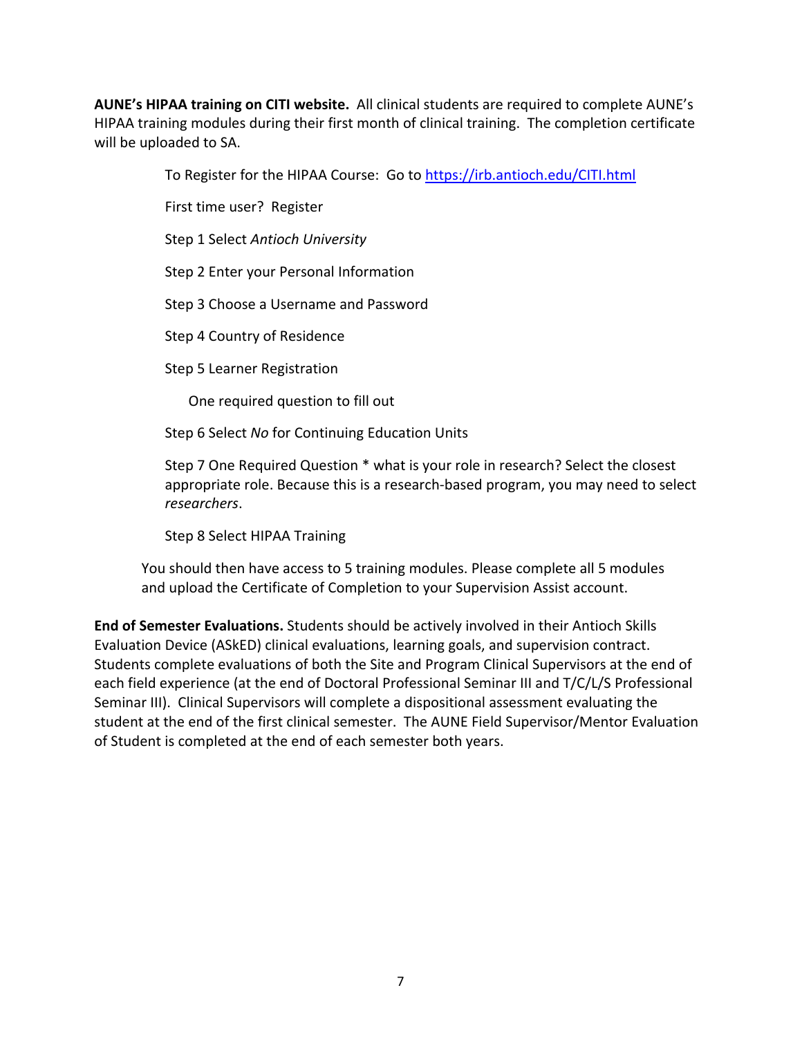**AUNE's HIPAA training on CITI website.** All clinical students are required to complete AUNE's HIPAA training modules during their first month of clinical training. The completion certificate will be uploaded to SA.

To Register for the HIPAA Course: Go to [https://irb.antioch.edu/CITI.html](https://irb.antioch.edu/CITI.html)

First time user? Register

Step 1 Select *Antioch University*

Step 2 Enter your Personal Information

Step 3 Choose a Username and Password

Step 4 Country of Residence

Step 5 Learner Registration

One required question to fill out

Step 6 Select *No* for Continuing Education Units

Step 7 One Required Question * what is your role in research? Select the closest appropriate role. Because this is a research-based program, you may need to select *researchers*.

Step 8 Select HIPAA Training

You should then have access to 5 training modules. Please complete all 5 modules and upload the Certificate of Completion to your Supervision Assist account.

**End of Semester Evaluations.** Students should be actively involved in their Antioch Skills Evaluation Device (ASkED) clinical evaluations, learning goals, and supervision contract. Students complete evaluations of both the Site and Program Clinical Supervisors at the end of each field experience (at the end of Doctoral Professional Seminar III and T/C/L/S Professional Seminar III). Clinical Supervisors will complete a dispositional assessment evaluating the student at the end of the first clinical semester. The AUNE Field Supervisor/Mentor Evaluation of Student is completed at the end of each semester both years.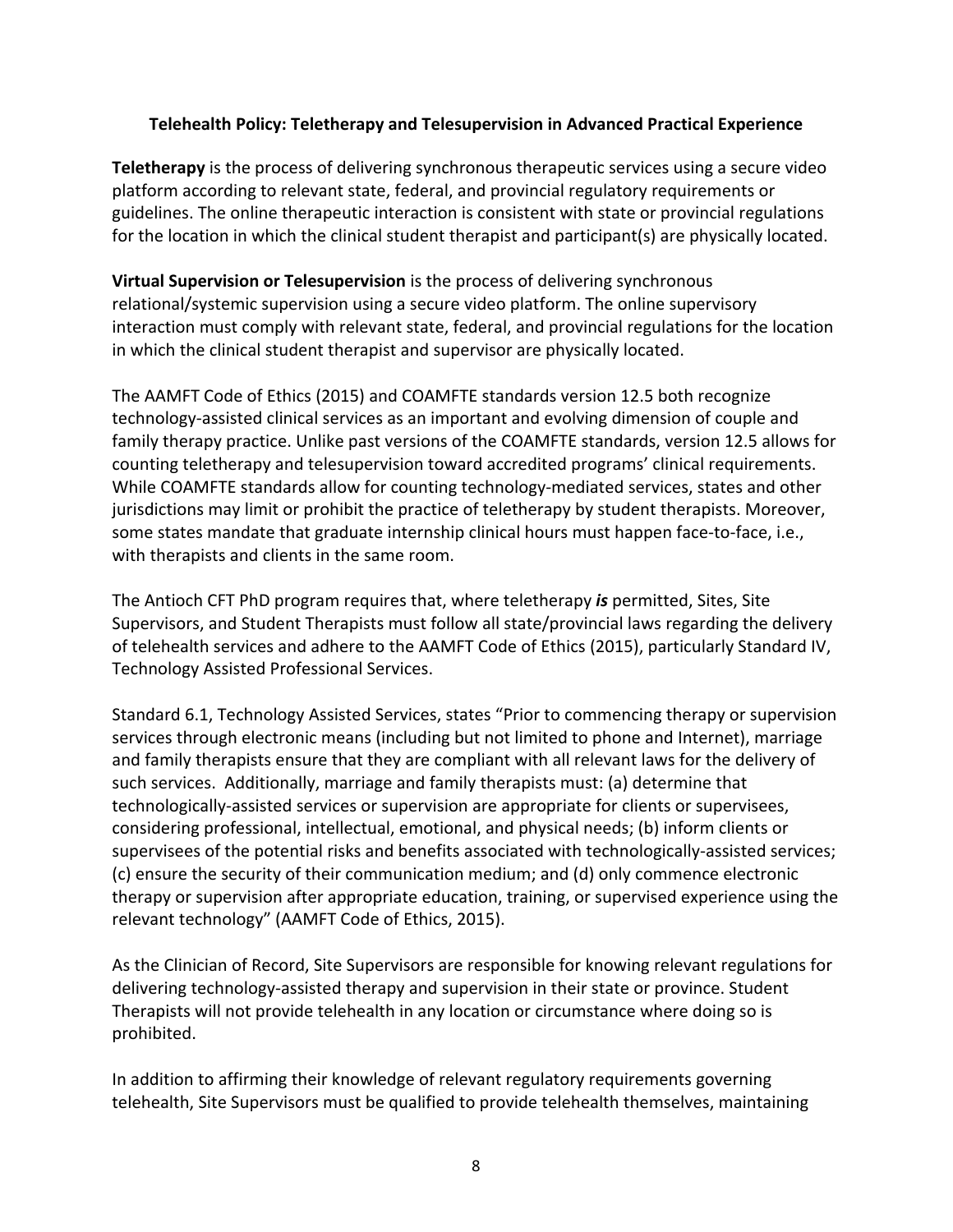**Telehealth Policy: Teletherapy and Telesupervision in Advanced Practical Experience**

**Teletherapy** is the process of delivering synchronous therapeutic services using a secure video platform according to relevant state, federal, and provincial regulatory requirements or guidelines. The online therapeutic interaction is consistent with state or provincial regulations for the location in which the clinical student therapist and participant(s) are physically located.

**Virtual Supervision or Telesupervision** is the process of delivering synchronous relational/systemic supervision using a secure video platform. The online supervisory interaction must comply with relevant state, federal, and provincial regulations for the location in which the clinical student therapist and supervisor are physically located.

The AAMFT Code of Ethics (2015) and COAMFTE standards version 12.5 both recognize technology-assisted clinical services as an important and evolving dimension of couple and family therapy practice. Unlike past versions of the COAMFTE standards, version 12.5 allows for counting teletherapy and telesupervision toward accredited programs' clinical requirements. While COAMFTE standards allow for counting technology-mediated services, states and other jurisdictions may limit or prohibit the practice of teletherapy by student therapists. Moreover, some states mandate that graduate internship clinical hours must happen face-to-face, i.e., with therapists and clients in the same room.

The Antioch CFT PhD program requires that, where teletherapy ***is*** permitted, Sites, Site Supervisors, and Student Therapists must follow all state/provincial laws regarding the delivery of telehealth services and adhere to the AAMFT Code of Ethics (2015), particularly Standard IV, Technology Assisted Professional Services.

Standard 6.1, Technology Assisted Services, states "Prior to commencing therapy or supervision services through electronic means (including but not limited to phone and Internet), marriage and family therapists ensure that they are compliant with all relevant laws for the delivery of such services. Additionally, marriage and family therapists must: (a) determine that technologically-assisted services or supervision are appropriate for clients or supervisees, considering professional, intellectual, emotional, and physical needs; (b) inform clients or supervisees of the potential risks and benefits associated with technologically-assisted services; (c) ensure the security of their communication medium; and (d) only commence electronic therapy or supervision after appropriate education, training, or supervised experience using the relevant technology" (AAMFT Code of Ethics, 2015).

As the Clinician of Record, Site Supervisors are responsible for knowing relevant regulations for delivering technology-assisted therapy and supervision in their state or province. Student Therapists will not provide telehealth in any location or circumstance where doing so is prohibited.

In addition to affirming their knowledge of relevant regulatory requirements governing telehealth, Site Supervisors must be qualified to provide telehealth themselves, maintaining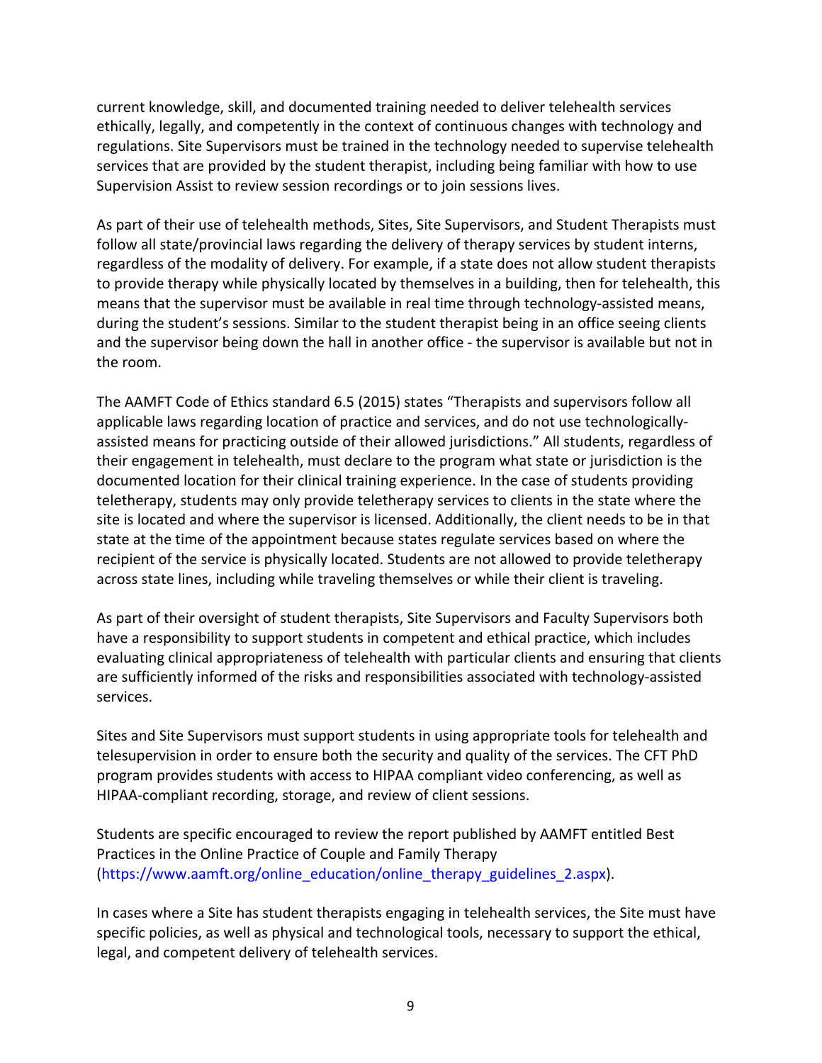current knowledge, skill, and documented training needed to deliver telehealth services ethically, legally, and competently in the context of continuous changes with technology and regulations. Site Supervisors must be trained in the technology needed to supervise telehealth services that are provided by the student therapist, including being familiar with how to use Supervision Assist to review session recordings or to join sessions lives.

As part of their use of telehealth methods, Sites, Site Supervisors, and Student Therapists must follow all state/provincial laws regarding the delivery of therapy services by student interns, regardless of the modality of delivery. For example, if a state does not allow student therapists to provide therapy while physically located by themselves in a building, then for telehealth, this means that the supervisor must be available in real time through technology-assisted means, during the student's sessions. Similar to the student therapist being in an office seeing clients and the supervisor being down the hall in another office - the supervisor is available but not in the room.

The AAMFT Code of Ethics standard 6.5 (2015) states "Therapists and supervisors follow all applicable laws regarding location of practice and services, and do not use technologically-assisted means for practicing outside of their allowed jurisdictions." All students, regardless of their engagement in telehealth, must declare to the program what state or jurisdiction is the documented location for their clinical training experience. In the case of students providing teletherapy, students may only provide teletherapy services to clients in the state where the site is located and where the supervisor is licensed. Additionally, the client needs to be in that state at the time of the appointment because states regulate services based on where the recipient of the service is physically located. Students are not allowed to provide teletherapy across state lines, including while traveling themselves or while their client is traveling.

As part of their oversight of student therapists, Site Supervisors and Faculty Supervisors both have a responsibility to support students in competent and ethical practice, which includes evaluating clinical appropriateness of telehealth with particular clients and ensuring that clients are sufficiently informed of the risks and responsibilities associated with technology-assisted services.

Sites and Site Supervisors must support students in using appropriate tools for telehealth and telesupervision in order to ensure both the security and quality of the services. The CFT PhD program provides students with access to HIPAA compliant video conferencing, as well as HIPAA-compliant recording, storage, and review of client sessions.

Students are specific encouraged to review the report published by AAMFT entitled Best Practices in the Online Practice of Couple and Family Therapy (https://www.aamft.org/online_education/online_therapy_guidelines_2.aspx).

In cases where a Site has student therapists engaging in telehealth services, the Site must have specific policies, as well as physical and technological tools, necessary to support the ethical, legal, and competent delivery of telehealth services.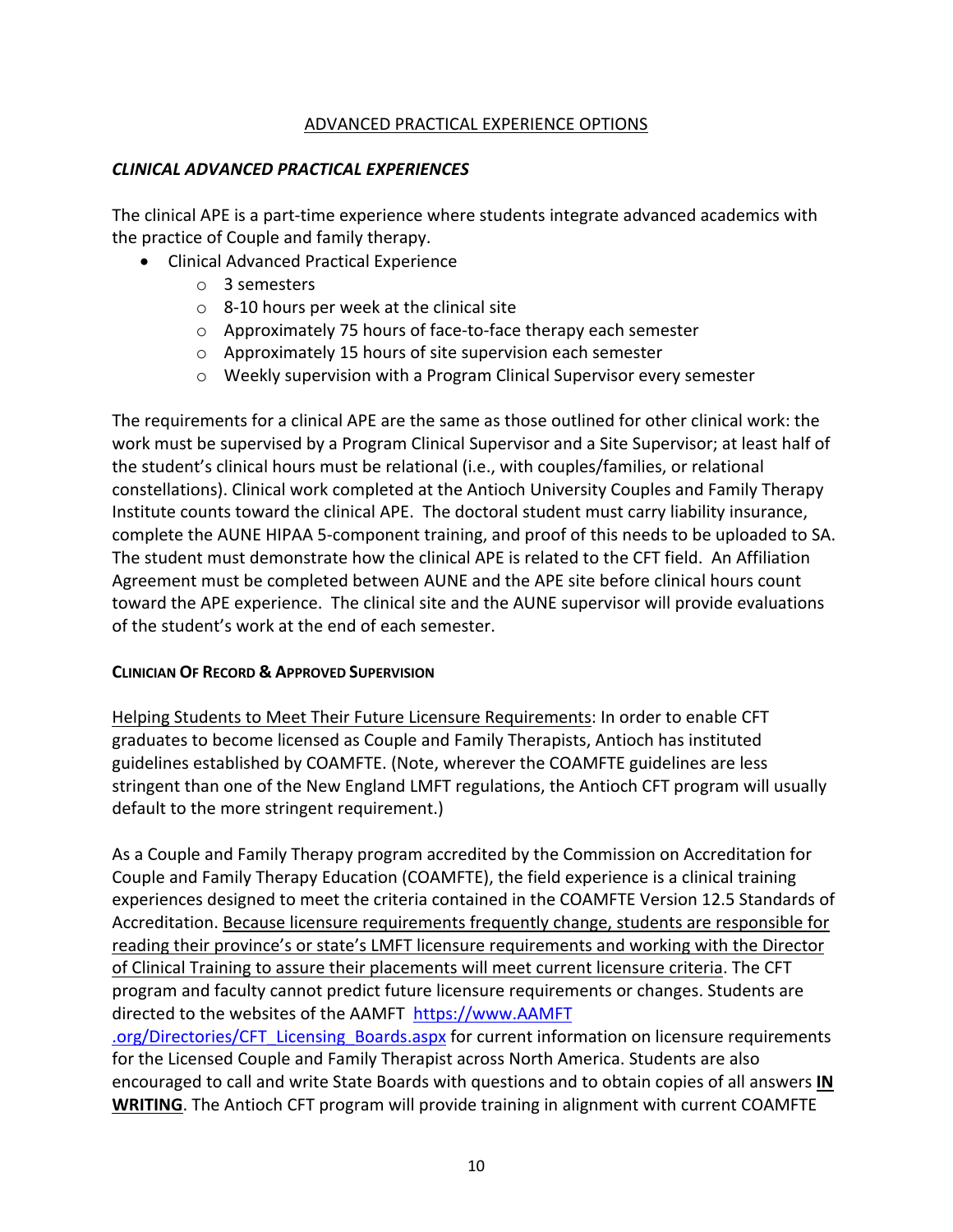## ADVANCED PRACTICAL EXPERIENCE OPTIONS

### *CLINICAL ADVANCED PRACTICAL EXPERIENCES*

The clinical APE is a part-time experience where students integrate advanced academics with the practice of Couple and family therapy.

- Clinical Advanced Practical Experience
  - 3 semesters
  - 8-10 hours per week at the clinical site
  - Approximately 75 hours of face-to-face therapy each semester
  - Approximately 15 hours of site supervision each semester
  - Weekly supervision with a Program Clinical Supervisor every semester

The requirements for a clinical APE are the same as those outlined for other clinical work: the work must be supervised by a Program Clinical Supervisor and a Site Supervisor; at least half of the student's clinical hours must be relational (i.e., with couples/families, or relational constellations). Clinical work completed at the Antioch University Couples and Family Therapy Institute counts toward the clinical APE. The doctoral student must carry liability insurance, complete the AUNE HIPAA 5-component training, and proof of this needs to be uploaded to SA. The student must demonstrate how the clinical APE is related to the CFT field. An Affiliation Agreement must be completed between AUNE and the APE site before clinical hours count toward the APE experience. The clinical site and the AUNE supervisor will provide evaluations of the student's work at the end of each semester.

#### CLINICIAN OF RECORD & APPROVED SUPERVISION

Helping Students to Meet Their Future Licensure Requirements: In order to enable CFT graduates to become licensed as Couple and Family Therapists, Antioch has instituted guidelines established by COAMFTE. (Note, wherever the COAMFTE guidelines are less stringent than one of the New England LMFT regulations, the Antioch CFT program will usually default to the more stringent requirement.)

As a Couple and Family Therapy program accredited by the Commission on Accreditation for Couple and Family Therapy Education (COAMFTE), the field experience is a clinical training experiences designed to meet the criteria contained in the COAMFTE Version 12.5 Standards of Accreditation. Because licensure requirements frequently change, students are responsible for reading their province's or state's LMFT licensure requirements and working with the Director of Clinical Training to assure their placements will meet current licensure criteria. The CFT program and faculty cannot predict future licensure requirements or changes. Students are directed to the websites of the AAMFT https://www.AAMFT.org/Directories/CFT_Licensing_Boards.aspx for current information on licensure requirements for the Licensed Couple and Family Therapist across North America. Students are also encouraged to call and write State Boards with questions and to obtain copies of all answers **IN WRITING**. The Antioch CFT program will provide training in alignment with current COAMFTE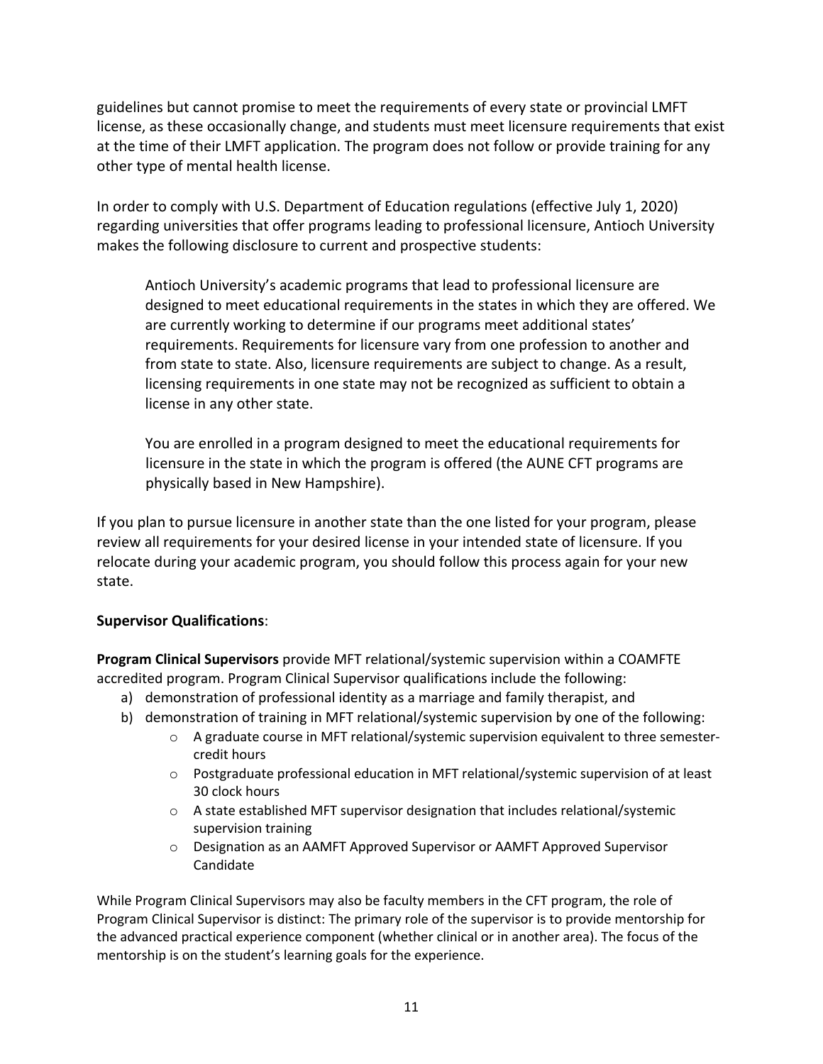guidelines but cannot promise to meet the requirements of every state or provincial LMFT license, as these occasionally change, and students must meet licensure requirements that exist at the time of their LMFT application. The program does not follow or provide training for any other type of mental health license.

In order to comply with U.S. Department of Education regulations (effective July 1, 2020) regarding universities that offer programs leading to professional licensure, Antioch University makes the following disclosure to current and prospective students:

> Antioch University's academic programs that lead to professional licensure are designed to meet educational requirements in the states in which they are offered. We are currently working to determine if our programs meet additional states' requirements. Requirements for licensure vary from one profession to another and from state to state. Also, licensure requirements are subject to change. As a result, licensing requirements in one state may not be recognized as sufficient to obtain a license in any other state.
>
> You are enrolled in a program designed to meet the educational requirements for licensure in the state in which the program is offered (the AUNE CFT programs are physically based in New Hampshire).

If you plan to pursue licensure in another state than the one listed for your program, please review all requirements for your desired license in your intended state of licensure. If you relocate during your academic program, you should follow this process again for your new state.

**Supervisor Qualifications**:

**Program Clinical Supervisors** provide MFT relational/systemic supervision within a COAMFTE accredited program. Program Clinical Supervisor qualifications include the following:

a) demonstration of professional identity as a marriage and family therapist, and
b) demonstration of training in MFT relational/systemic supervision by one of the following:
   - A graduate course in MFT relational/systemic supervision equivalent to three semester-credit hours
   - Postgraduate professional education in MFT relational/systemic supervision of at least 30 clock hours
   - A state established MFT supervisor designation that includes relational/systemic supervision training
   - Designation as an AAMFT Approved Supervisor or AAMFT Approved Supervisor Candidate

While Program Clinical Supervisors may also be faculty members in the CFT program, the role of Program Clinical Supervisor is distinct: The primary role of the supervisor is to provide mentorship for the advanced practical experience component (whether clinical or in another area). The focus of the mentorship is on the student's learning goals for the experience.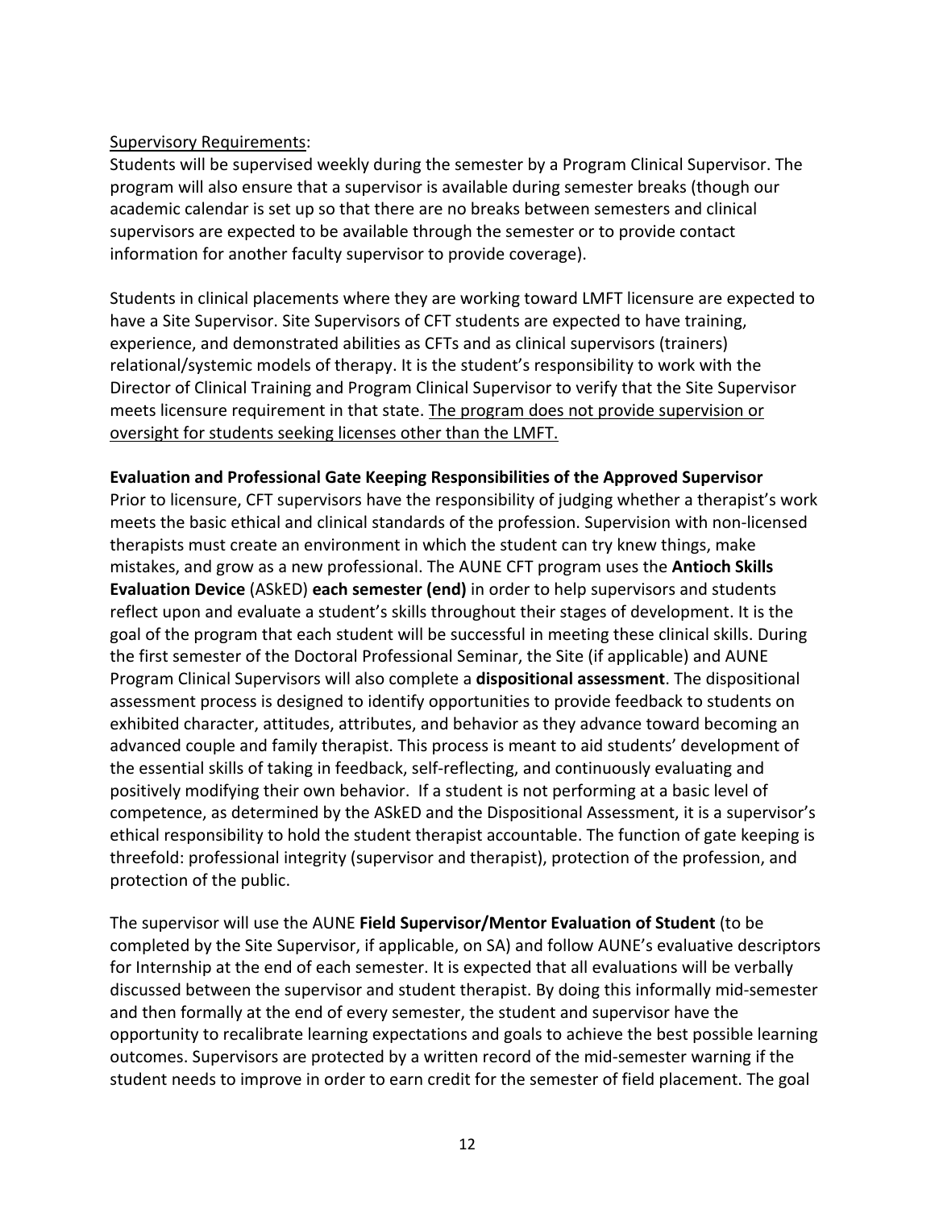<u>Supervisory Requirements</u>:
Students will be supervised weekly during the semester by a Program Clinical Supervisor. The program will also ensure that a supervisor is available during semester breaks (though our academic calendar is set up so that there are no breaks between semesters and clinical supervisors are expected to be available through the semester or to provide contact information for another faculty supervisor to provide coverage).

Students in clinical placements where they are working toward LMFT licensure are expected to have a Site Supervisor. Site Supervisors of CFT students are expected to have training, experience, and demonstrated abilities as CFTs and as clinical supervisors (trainers) relational/systemic models of therapy. It is the student's responsibility to work with the Director of Clinical Training and Program Clinical Supervisor to verify that the Site Supervisor meets licensure requirement in that state. <u>The program does not provide supervision or oversight for students seeking licenses other than the LMFT.</u>

**Evaluation and Professional Gate Keeping Responsibilities of the Approved Supervisor**
Prior to licensure, CFT supervisors have the responsibility of judging whether a therapist's work meets the basic ethical and clinical standards of the profession. Supervision with non-licensed therapists must create an environment in which the student can try knew things, make mistakes, and grow as a new professional. The AUNE CFT program uses the **Antioch Skills Evaluation Device** (ASkED) **each semester (end)** in order to help supervisors and students reflect upon and evaluate a student's skills throughout their stages of development. It is the goal of the program that each student will be successful in meeting these clinical skills. During the first semester of the Doctoral Professional Seminar, the Site (if applicable) and AUNE Program Clinical Supervisors will also complete a **dispositional assessment**. The dispositional assessment process is designed to identify opportunities to provide feedback to students on exhibited character, attitudes, attributes, and behavior as they advance toward becoming an advanced couple and family therapist. This process is meant to aid students' development of the essential skills of taking in feedback, self-reflecting, and continuously evaluating and positively modifying their own behavior. If a student is not performing at a basic level of competence, as determined by the ASkED and the Dispositional Assessment, it is a supervisor's ethical responsibility to hold the student therapist accountable. The function of gate keeping is threefold: professional integrity (supervisor and therapist), protection of the profession, and protection of the public.

The supervisor will use the AUNE **Field Supervisor/Mentor Evaluation of Student** (to be completed by the Site Supervisor, if applicable, on SA) and follow AUNE's evaluative descriptors for Internship at the end of each semester. It is expected that all evaluations will be verbally discussed between the supervisor and student therapist. By doing this informally mid-semester and then formally at the end of every semester, the student and supervisor have the opportunity to recalibrate learning expectations and goals to achieve the best possible learning outcomes. Supervisors are protected by a written record of the mid-semester warning if the student needs to improve in order to earn credit for the semester of field placement. The goal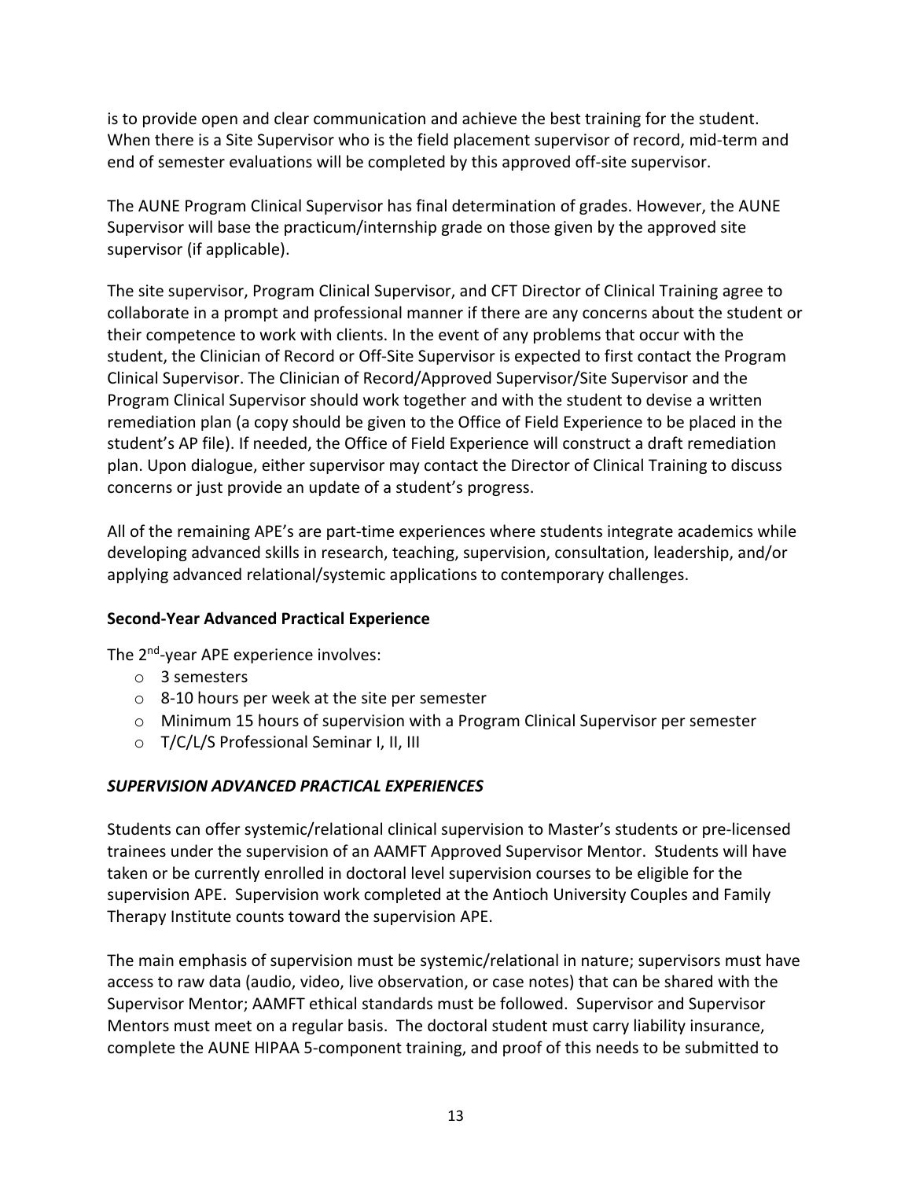is to provide open and clear communication and achieve the best training for the student. When there is a Site Supervisor who is the field placement supervisor of record, mid-term and end of semester evaluations will be completed by this approved off-site supervisor.

The AUNE Program Clinical Supervisor has final determination of grades. However, the AUNE Supervisor will base the practicum/internship grade on those given by the approved site supervisor (if applicable).

The site supervisor, Program Clinical Supervisor, and CFT Director of Clinical Training agree to collaborate in a prompt and professional manner if there are any concerns about the student or their competence to work with clients. In the event of any problems that occur with the student, the Clinician of Record or Off-Site Supervisor is expected to first contact the Program Clinical Supervisor. The Clinician of Record/Approved Supervisor/Site Supervisor and the Program Clinical Supervisor should work together and with the student to devise a written remediation plan (a copy should be given to the Office of Field Experience to be placed in the student's AP file). If needed, the Office of Field Experience will construct a draft remediation plan. Upon dialogue, either supervisor may contact the Director of Clinical Training to discuss concerns or just provide an update of a student's progress.

All of the remaining APE's are part-time experiences where students integrate academics while developing advanced skills in research, teaching, supervision, consultation, leadership, and/or applying advanced relational/systemic applications to contemporary challenges.

**Second-Year Advanced Practical Experience**

The 2nd-year APE experience involves:

- 3 semesters
- 8-10 hours per week at the site per semester
- Minimum 15 hours of supervision with a Program Clinical Supervisor per semester
- T/C/L/S Professional Seminar I, II, III

***SUPERVISION ADVANCED PRACTICAL EXPERIENCES***

Students can offer systemic/relational clinical supervision to Master's students or pre-licensed trainees under the supervision of an AAMFT Approved Supervisor Mentor. Students will have taken or be currently enrolled in doctoral level supervision courses to be eligible for the supervision APE. Supervision work completed at the Antioch University Couples and Family Therapy Institute counts toward the supervision APE.

The main emphasis of supervision must be systemic/relational in nature; supervisors must have access to raw data (audio, video, live observation, or case notes) that can be shared with the Supervisor Mentor; AAMFT ethical standards must be followed. Supervisor and Supervisor Mentors must meet on a regular basis. The doctoral student must carry liability insurance, complete the AUNE HIPAA 5-component training, and proof of this needs to be submitted to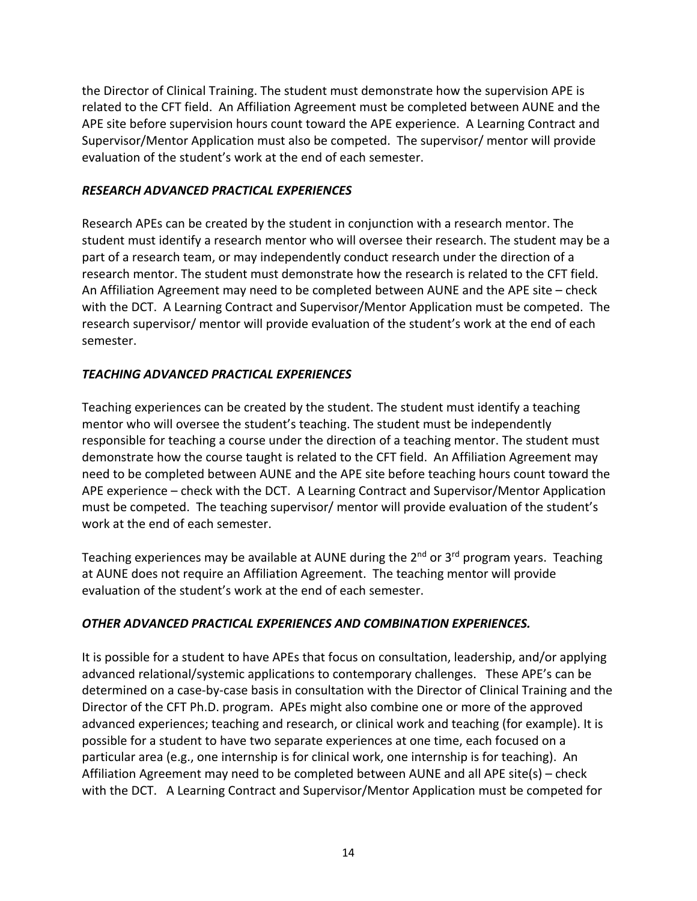the Director of Clinical Training. The student must demonstrate how the supervision APE is related to the CFT field. An Affiliation Agreement must be completed between AUNE and the APE site before supervision hours count toward the APE experience. A Learning Contract and Supervisor/Mentor Application must also be competed. The supervisor/ mentor will provide evaluation of the student's work at the end of each semester.

### *RESEARCH ADVANCED PRACTICAL EXPERIENCES*

Research APEs can be created by the student in conjunction with a research mentor. The student must identify a research mentor who will oversee their research. The student may be a part of a research team, or may independently conduct research under the direction of a research mentor. The student must demonstrate how the research is related to the CFT field. An Affiliation Agreement may need to be completed between AUNE and the APE site – check with the DCT. A Learning Contract and Supervisor/Mentor Application must be competed. The research supervisor/ mentor will provide evaluation of the student's work at the end of each semester.

### *TEACHING ADVANCED PRACTICAL EXPERIENCES*

Teaching experiences can be created by the student. The student must identify a teaching mentor who will oversee the student's teaching. The student must be independently responsible for teaching a course under the direction of a teaching mentor. The student must demonstrate how the course taught is related to the CFT field. An Affiliation Agreement may need to be completed between AUNE and the APE site before teaching hours count toward the APE experience – check with the DCT. A Learning Contract and Supervisor/Mentor Application must be competed. The teaching supervisor/ mentor will provide evaluation of the student's work at the end of each semester.

Teaching experiences may be available at AUNE during the 2nd or 3rd program years. Teaching at AUNE does not require an Affiliation Agreement. The teaching mentor will provide evaluation of the student's work at the end of each semester.

### *OTHER ADVANCED PRACTICAL EXPERIENCES AND COMBINATION EXPERIENCES.*

It is possible for a student to have APEs that focus on consultation, leadership, and/or applying advanced relational/systemic applications to contemporary challenges. These APE's can be determined on a case-by-case basis in consultation with the Director of Clinical Training and the Director of the CFT Ph.D. program. APEs might also combine one or more of the approved advanced experiences; teaching and research, or clinical work and teaching (for example). It is possible for a student to have two separate experiences at one time, each focused on a particular area (e.g., one internship is for clinical work, one internship is for teaching). An Affiliation Agreement may need to be completed between AUNE and all APE site(s) – check with the DCT. A Learning Contract and Supervisor/Mentor Application must be competed for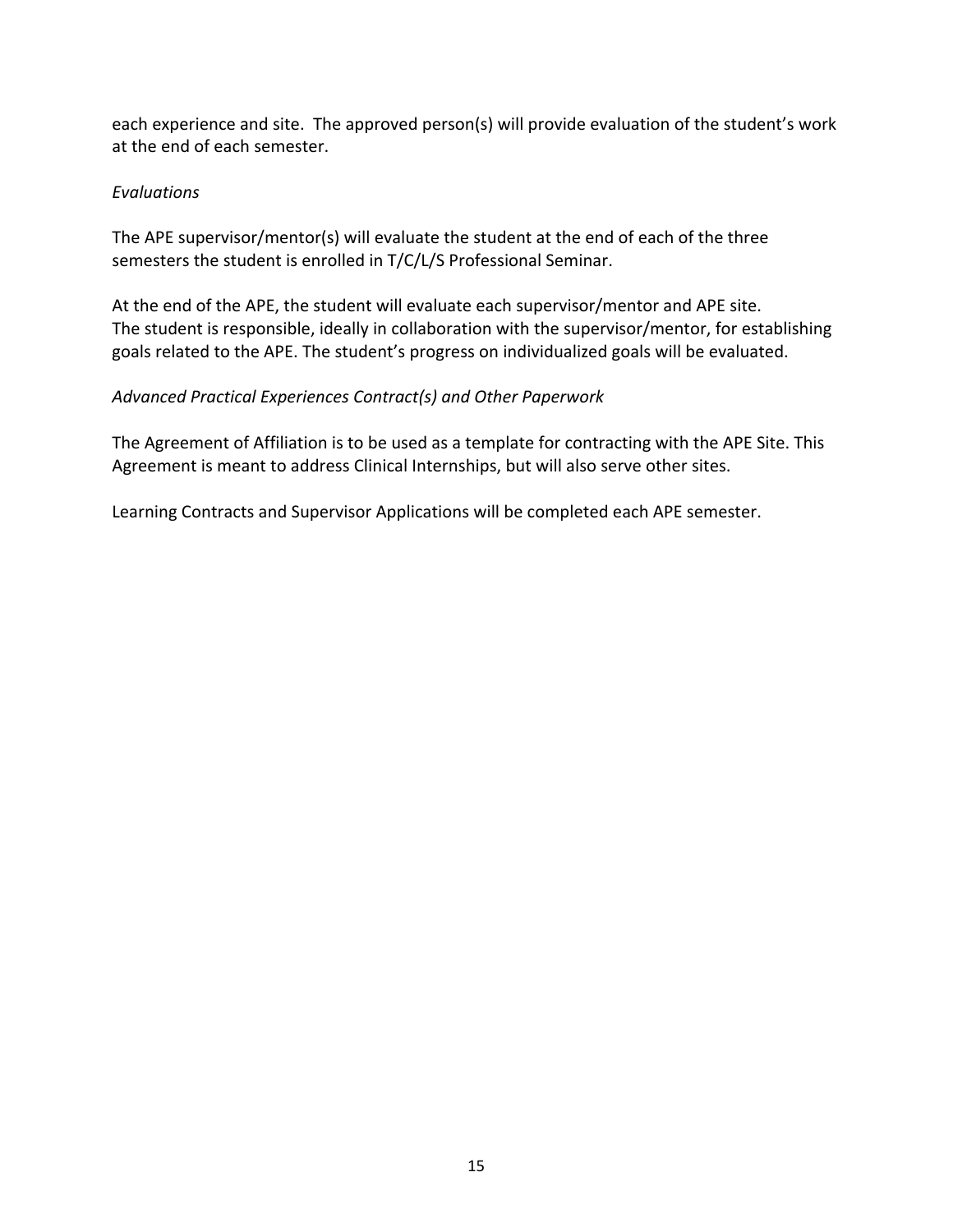each experience and site. The approved person(s) will provide evaluation of the student's work at the end of each semester.

*Evaluations*

The APE supervisor/mentor(s) will evaluate the student at the end of each of the three semesters the student is enrolled in T/C/L/S Professional Seminar.

At the end of the APE, the student will evaluate each supervisor/mentor and APE site. The student is responsible, ideally in collaboration with the supervisor/mentor, for establishing goals related to the APE. The student's progress on individualized goals will be evaluated.

*Advanced Practical Experiences Contract(s) and Other Paperwork*

The Agreement of Affiliation is to be used as a template for contracting with the APE Site. This Agreement is meant to address Clinical Internships, but will also serve other sites.

Learning Contracts and Supervisor Applications will be completed each APE semester.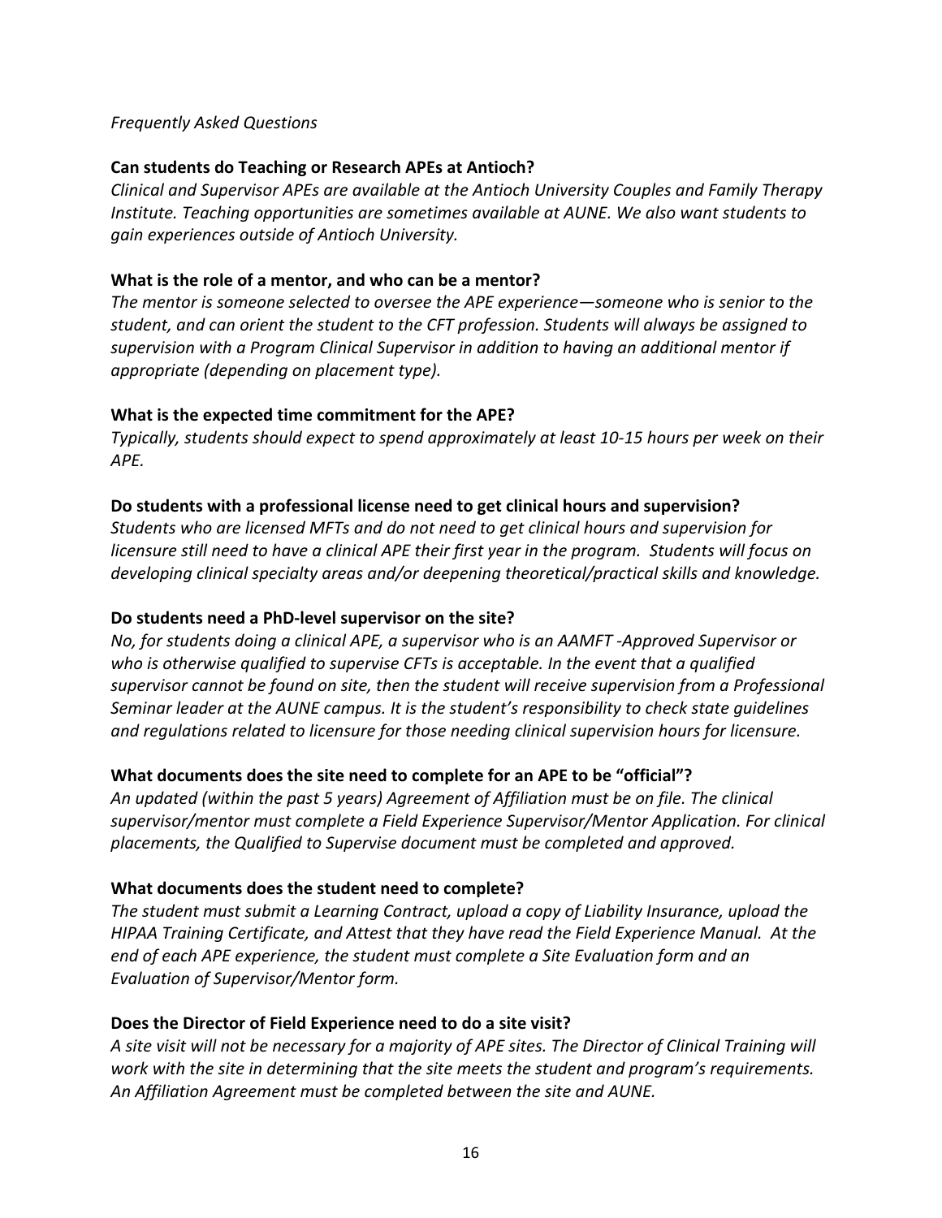*Frequently Asked Questions*

**Can students do Teaching or Research APEs at Antioch?**

*Clinical and Supervisor APEs are available at the Antioch University Couples and Family Therapy Institute. Teaching opportunities are sometimes available at AUNE. We also want students to gain experiences outside of Antioch University.*

**What is the role of a mentor, and who can be a mentor?**

*The mentor is someone selected to oversee the APE experience—someone who is senior to the student, and can orient the student to the CFT profession. Students will always be assigned to supervision with a Program Clinical Supervisor in addition to having an additional mentor if appropriate (depending on placement type).*

**What is the expected time commitment for the APE?**

*Typically, students should expect to spend approximately at least 10-15 hours per week on their APE.*

**Do students with a professional license need to get clinical hours and supervision?**

*Students who are licensed MFTs and do not need to get clinical hours and supervision for licensure still need to have a clinical APE their first year in the program. Students will focus on developing clinical specialty areas and/or deepening theoretical/practical skills and knowledge.*

**Do students need a PhD-level supervisor on the site?**

*No, for students doing a clinical APE, a supervisor who is an AAMFT -Approved Supervisor or who is otherwise qualified to supervise CFTs is acceptable. In the event that a qualified supervisor cannot be found on site, then the student will receive supervision from a Professional Seminar leader at the AUNE campus. It is the student's responsibility to check state guidelines and regulations related to licensure for those needing clinical supervision hours for licensure.*

**What documents does the site need to complete for an APE to be "official"?**

*An updated (within the past 5 years) Agreement of Affiliation must be on file. The clinical supervisor/mentor must complete a Field Experience Supervisor/Mentor Application. For clinical placements, the Qualified to Supervise document must be completed and approved.*

**What documents does the student need to complete?**

*The student must submit a Learning Contract, upload a copy of Liability Insurance, upload the HIPAA Training Certificate, and Attest that they have read the Field Experience Manual. At the end of each APE experience, the student must complete a Site Evaluation form and an Evaluation of Supervisor/Mentor form.*

**Does the Director of Field Experience need to do a site visit?**

*A site visit will not be necessary for a majority of APE sites. The Director of Clinical Training will work with the site in determining that the site meets the student and program's requirements. An Affiliation Agreement must be completed between the site and AUNE.*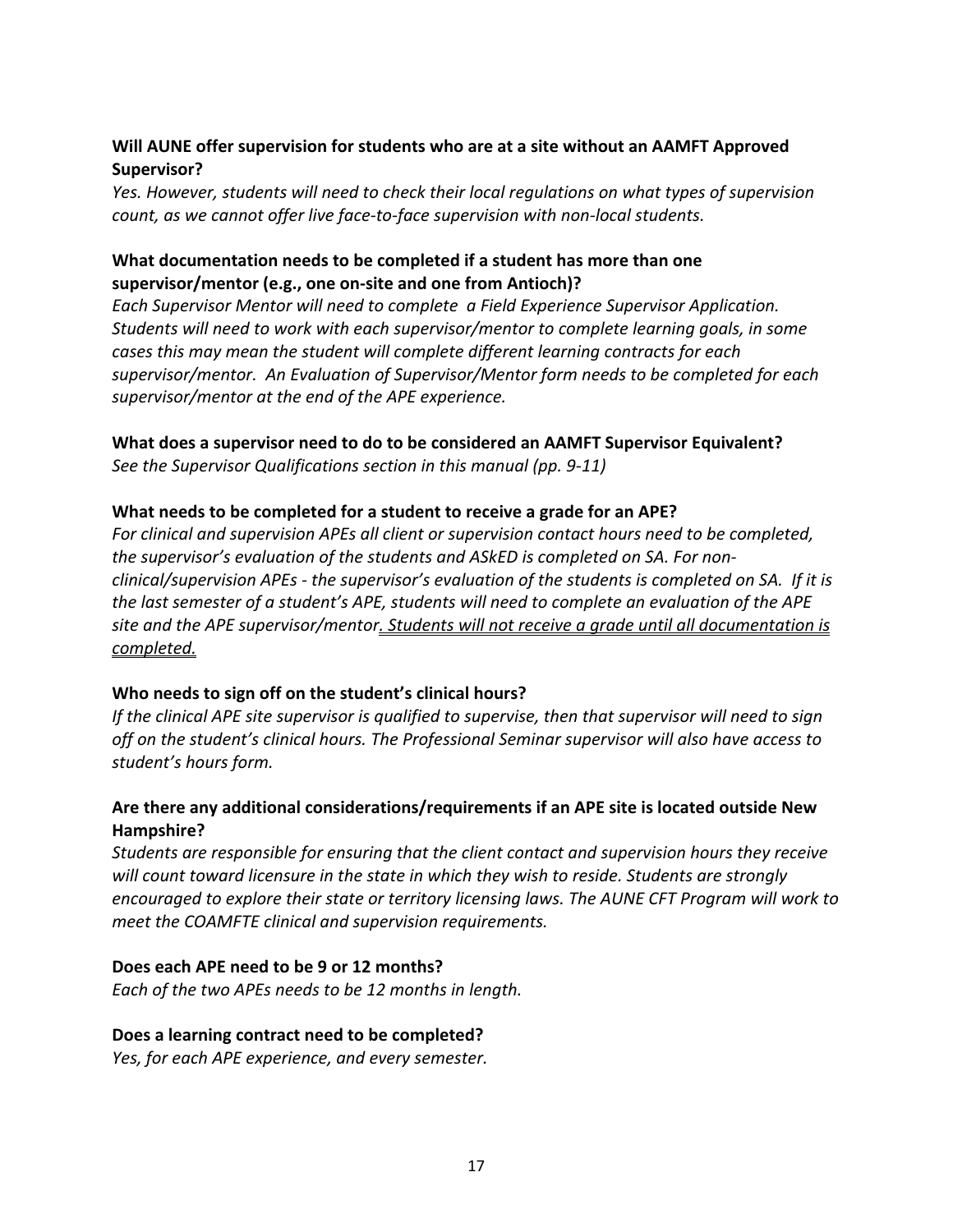**Will AUNE offer supervision for students who are at a site without an AAMFT Approved Supervisor?**

*Yes. However, students will need to check their local regulations on what types of supervision count, as we cannot offer live face-to-face supervision with non-local students.*

**What documentation needs to be completed if a student has more than one supervisor/mentor (e.g., one on-site and one from Antioch)?**

*Each Supervisor Mentor will need to complete a Field Experience Supervisor Application. Students will need to work with each supervisor/mentor to complete learning goals, in some cases this may mean the student will complete different learning contracts for each supervisor/mentor. An Evaluation of Supervisor/Mentor form needs to be completed for each supervisor/mentor at the end of the APE experience.*

**What does a supervisor need to do to be considered an AAMFT Supervisor Equivalent?**

*See the Supervisor Qualifications section in this manual (pp. 9-11)*

**What needs to be completed for a student to receive a grade for an APE?**

*For clinical and supervision APEs all client or supervision contact hours need to be completed, the supervisor's evaluation of the students and ASkED is completed on SA. For non-clinical/supervision APEs - the supervisor's evaluation of the students is completed on SA. If it is the last semester of a student's APE, students will need to complete an evaluation of the APE site and the APE supervisor/mentor. <u>Students will not receive a grade until all documentation is completed.</u>*

**Who needs to sign off on the student's clinical hours?**

*If the clinical APE site supervisor is qualified to supervise, then that supervisor will need to sign off on the student's clinical hours. The Professional Seminar supervisor will also have access to student's hours form.*

**Are there any additional considerations/requirements if an APE site is located outside New Hampshire?**

*Students are responsible for ensuring that the client contact and supervision hours they receive will count toward licensure in the state in which they wish to reside. Students are strongly encouraged to explore their state or territory licensing laws. The AUNE CFT Program will work to meet the COAMFTE clinical and supervision requirements.*

**Does each APE need to be 9 or 12 months?**

*Each of the two APEs needs to be 12 months in length.*

**Does a learning contract need to be completed?**

*Yes, for each APE experience, and every semester.*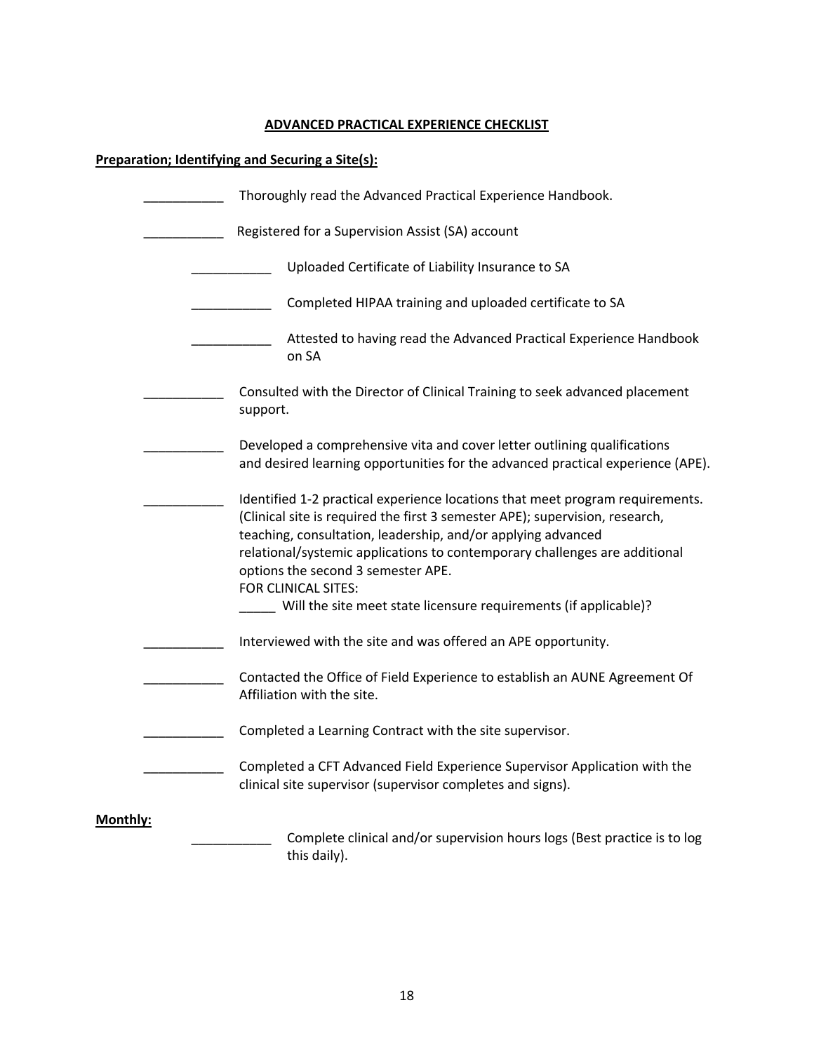## ADVANCED PRACTICAL EXPERIENCE CHECKLIST

**Preparation; Identifying and Securing a Site(s):**

___________ Thoroughly read the Advanced Practical Experience Handbook.

___________ Registered for a Supervision Assist (SA) account

- ___________ Uploaded Certificate of Liability Insurance to SA
- ___________ Completed HIPAA training and uploaded certificate to SA
- ___________ Attested to having read the Advanced Practical Experience Handbook on SA

___________ Consulted with the Director of Clinical Training to seek advanced placement support.

___________ Developed a comprehensive vita and cover letter outlining qualifications and desired learning opportunities for the advanced practical experience (APE).

___________ Identified 1-2 practical experience locations that meet program requirements. (Clinical site is required the first 3 semester APE); supervision, research, teaching, consultation, leadership, and/or applying advanced relational/systemic applications to contemporary challenges are additional options the second 3 semester APE.
FOR CLINICAL SITES:
_____ Will the site meet state licensure requirements (if applicable)?

___________ Interviewed with the site and was offered an APE opportunity.

___________ Contacted the Office of Field Experience to establish an AUNE Agreement Of Affiliation with the site.

___________ Completed a Learning Contract with the site supervisor.

___________ Completed a CFT Advanced Field Experience Supervisor Application with the clinical site supervisor (supervisor completes and signs).

**Monthly:**

- ___________ Complete clinical and/or supervision hours logs (Best practice is to log this daily).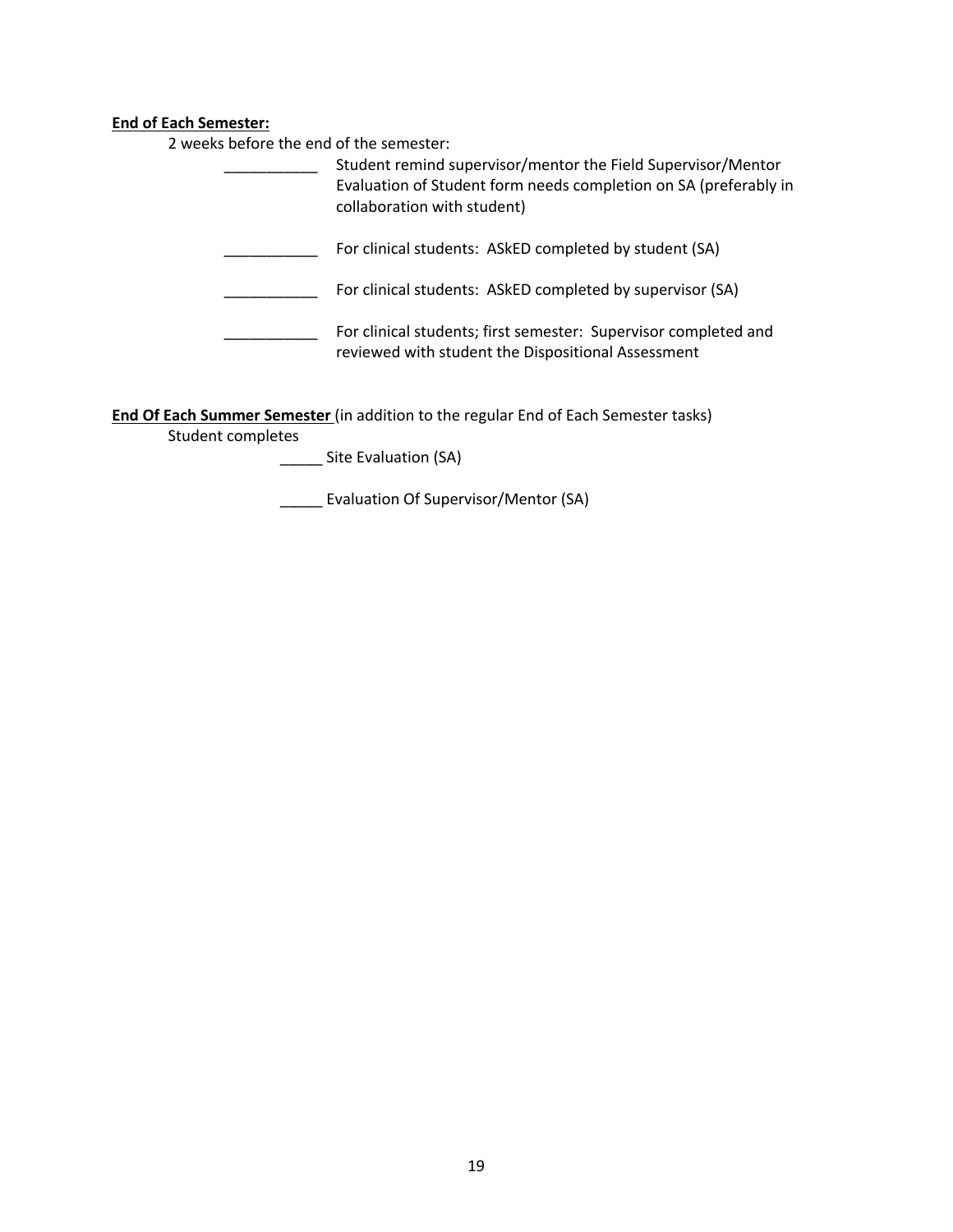**<u>End of Each Semester:</u>**

2 weeks before the end of the semester:

___________ Student remind supervisor/mentor the Field Supervisor/Mentor Evaluation of Student form needs completion on SA (preferably in collaboration with student)

___________ For clinical students: ASkED completed by student (SA)

___________ For clinical students: ASkED completed by supervisor (SA)

___________ For clinical students; first semester: Supervisor completed and reviewed with student the Dispositional Assessment

**<u>End Of Each Summer Semester</u>** (in addition to the regular End of Each Semester tasks)

Student completes

_____ Site Evaluation (SA)

_____ Evaluation Of Supervisor/Mentor (SA)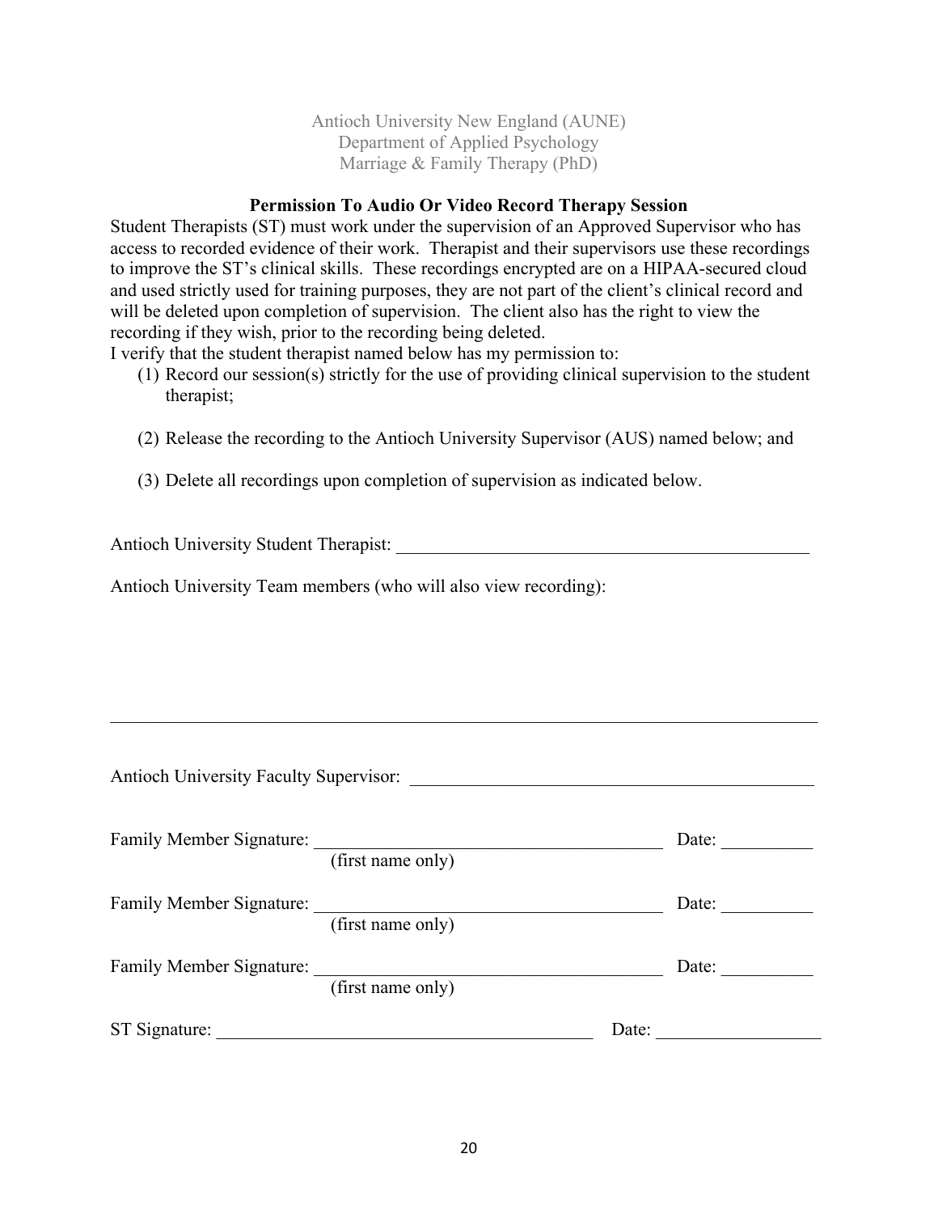Antioch University New England (AUNE)
Department of Applied Psychology
Marriage & Family Therapy (PhD)

**Permission To Audio Or Video Record Therapy Session**

Student Therapists (ST) must work under the supervision of an Approved Supervisor who has access to recorded evidence of their work. Therapist and their supervisors use these recordings to improve the ST's clinical skills. These recordings encrypted are on a HIPAA-secured cloud and used strictly used for training purposes, they are not part of the client's clinical record and will be deleted upon completion of supervision. The client also has the right to view the recording if they wish, prior to the recording being deleted.

I verify that the student therapist named below has my permission to:

(1) Record our session(s) strictly for the use of providing clinical supervision to the student therapist;

(2) Release the recording to the Antioch University Supervisor (AUS) named below; and

(3) Delete all recordings upon completion of supervision as indicated below.

Antioch University Student Therapist: ______________________________________________

Antioch University Team members (who will also view recording):

_______________________________________________________________________________

Antioch University Faculty Supervisor: ______________________________________________

Family Member Signature: ______________________________________ Date: __________
(first name only)

Family Member Signature: ______________________________________ Date: __________
(first name only)

Family Member Signature: ______________________________________ Date: __________
(first name only)

ST Signature: _________________________________________ Date: __________________